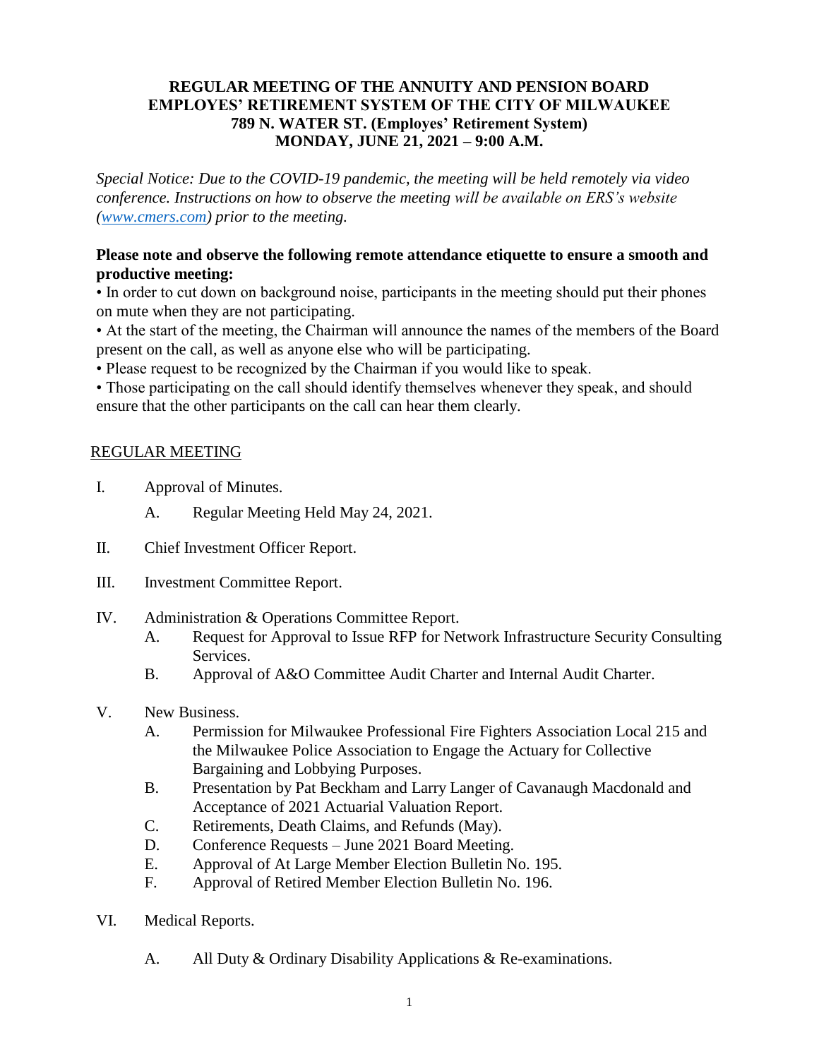# REGULAR MEETING OF THE ANNUITY AND PENSION BOARD
# EMPLOYES' RETIREMENT SYSTEM OF THE CITY OF MILWAUKEE
# 789 N. WATER ST. (Employes' Retirement System)
# MONDAY, JUNE 21, 2021 – 9:00 A.M.

*Special Notice: Due to the COVID-19 pandemic, the meeting will be held remotely via video conference. Instructions on how to observe the meeting will be available on ERS's website ([www.cmers.com](http://www.cmers.com)) prior to the meeting.*

**Please note and observe the following remote attendance etiquette to ensure a smooth and productive meeting:**

• In order to cut down on background noise, participants in the meeting should put their phones on mute when they are not participating.

• At the start of the meeting, the Chairman will announce the names of the members of the Board present on the call, as well as anyone else who will be participating.

• Please request to be recognized by the Chairman if you would like to speak.

• Those participating on the call should identify themselves whenever they speak, and should ensure that the other participants on the call can hear them clearly.

<u>REGULAR MEETING</u>

I. Approval of Minutes.
   - A. Regular Meeting Held May 24, 2021.

II. Chief Investment Officer Report.

III. Investment Committee Report.

IV. Administration & Operations Committee Report.
   - A. Request for Approval to Issue RFP for Network Infrastructure Security Consulting Services.
   - B. Approval of A&O Committee Audit Charter and Internal Audit Charter.

V. New Business.
   - A. Permission for Milwaukee Professional Fire Fighters Association Local 215 and the Milwaukee Police Association to Engage the Actuary for Collective Bargaining and Lobbying Purposes.
   - B. Presentation by Pat Beckham and Larry Langer of Cavanaugh Macdonald and Acceptance of 2021 Actuarial Valuation Report.
   - C. Retirements, Death Claims, and Refunds (May).
   - D. Conference Requests – June 2021 Board Meeting.
   - E. Approval of At Large Member Election Bulletin No. 195.
   - F. Approval of Retired Member Election Bulletin No. 196.

VI. Medical Reports.
   - A. All Duty & Ordinary Disability Applications & Re-examinations.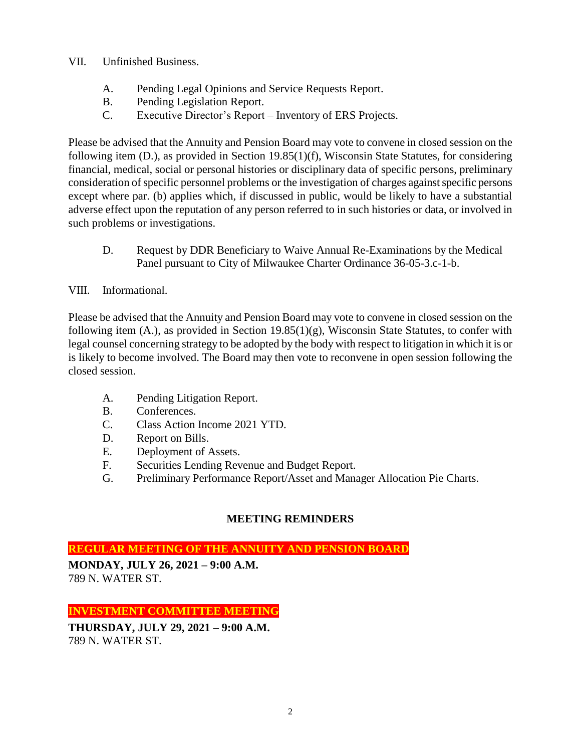VII. Unfinished Business.

A. Pending Legal Opinions and Service Requests Report.
B. Pending Legislation Report.
C. Executive Director's Report – Inventory of ERS Projects.

Please be advised that the Annuity and Pension Board may vote to convene in closed session on the following item (D.), as provided in Section 19.85(1)(f), Wisconsin State Statutes, for considering financial, medical, social or personal histories or disciplinary data of specific persons, preliminary consideration of specific personnel problems or the investigation of charges against specific persons except where par. (b) applies which, if discussed in public, would be likely to have a substantial adverse effect upon the reputation of any person referred to in such histories or data, or involved in such problems or investigations.

D. Request by DDR Beneficiary to Waive Annual Re-Examinations by the Medical Panel pursuant to City of Milwaukee Charter Ordinance 36-05-3.c-1-b.

VIII. Informational.

Please be advised that the Annuity and Pension Board may vote to convene in closed session on the following item (A.), as provided in Section 19.85(1)(g), Wisconsin State Statutes, to confer with legal counsel concerning strategy to be adopted by the body with respect to litigation in which it is or is likely to become involved. The Board may then vote to reconvene in open session following the closed session.

A. Pending Litigation Report.
B. Conferences.
C. Class Action Income 2021 YTD.
D. Report on Bills.
E. Deployment of Assets.
F. Securities Lending Revenue and Budget Report.
G. Preliminary Performance Report/Asset and Manager Allocation Pie Charts.

## MEETING REMINDERS

**REGULAR MEETING OF THE ANNUITY AND PENSION BOARD**

**MONDAY, JULY 26, 2021 – 9:00 A.M.**
789 N. WATER ST.

**INVESTMENT COMMITTEE MEETING**

**THURSDAY, JULY 29, 2021 – 9:00 A.M.**
789 N. WATER ST.